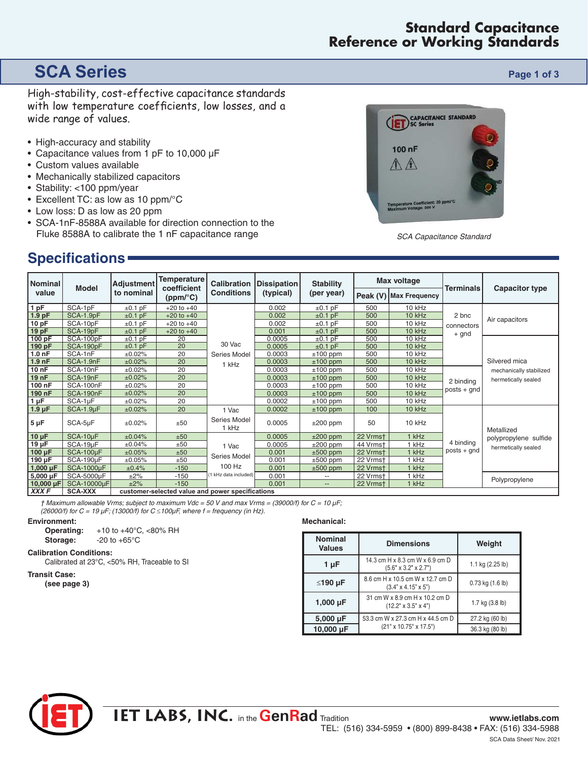# Standard Capacitance Reference or Working Standards

## SCA Series

High-stability, cost-effective capacitance standards with low temperature coefficients, low losses, and a wide range of values.

- High-accuracy and stability
- Capacitance values from 1 pF to 10,000 µF
- Custom values available
- Mechanically stabilized capacitors
- Stability: <100 ppm/year
- Excellent TC: as low as 10 ppm/°C
- Low loss: D as low as 20 ppm
- SCA-1nF-8588A available for direction connection to the Fluke 8588A to calibrate the 1 nF capacitance range

*SCA Capacitance Standard*

## Specifications

| Nominal value | Model | Adjustment to nominal | Temperature coefficient (ppm/°C) | Calibration Conditions | Dissipation (typical) | Stability (per year) | Max voltage | | Terminals | Capacitor type |
|---|---|---|---|---|---|---|---|---|---|---|
| | | | | | | | Peak (V) | Max Frequency | | |
| 1 pF | SCA-1pF | ±0.1 pF | +20 to +40 | 30 Vac Series Model 1 kHz | 0.002 | ±0.1 pF | 500 | 10 kHz | 2 bnc connectors + gnd | Air capacitors |
| 1.9 pF | SCA-1.9pF | ±0.1 pF | +20 to +40 | | 0.002 | ±0.1 pF | 500 | 10 kHz | | |
| 10 pF | SCA-10pF | ±0.1 pF | +20 to +40 | | 0.002 | ±0.1 pF | 500 | 10 kHz | | |
| 19 pF | SCA-19pF | ±0.1 pF | +20 to +40 | | 0.001 | ±0.1 pF | 500 | 10 kHz | | |
| 100 pF | SCA-100pF | ±0.1 pF | 20 | | 0.0005 | ±0.1 pF | 500 | 10 kHz | | Silvered mica mechanically stabilized hermetically sealed |
| 190 pF | SCA-190pF | ±0.1 pF | 20 | | 0.0005 | ±0.1 pF | 500 | 10 kHz | | |
| 1.0 nF | SCA-1nF | ±0.02% | 20 | | 0.0003 | ±100 ppm | 500 | 10 kHz | | |
| 1.9 nF | SCA-1.9nF | ±0.02% | 20 | | 0.0003 | ±100 ppm | 500 | 10 kHz | | |
| 10 nF | SCA-10nF | ±0.02% | 20 | | 0.0003 | ±100 ppm | 500 | 10 kHz | 2 binding posts + gnd | |
| 19 nF | SCA-19nF | ±0.02% | 20 | | 0.0003 | ±100 ppm | 500 | 10 kHz | | |
| 100 nF | SCA-100nF | ±0.02% | 20 | | 0.0003 | ±100 ppm | 500 | 10 kHz | | |
| 190 nF | SCA-190nF | ±0.02% | 20 | | 0.0003 | ±100 ppm | 500 | 10 kHz | | |
| 1 µF | SCA-1µF | ±0.02% | 20 | | 0.0002 | ±100 ppm | 500 | 10 kHz | | |
| 1.9 µF | SCA-1.9µF | ±0.02% | 20 | 1 Vac Series Model 1 kHz | 0.0002 | ±100 ppm | 100 | 10 kHz | 4 binding posts + gnd | Metallized polypropylene sulfide hermetically sealed |
| 5 µF | SCA-5µF | ±0.02% | ±50 | | 0.0005 | ±200 ppm | 50 | 10 kHz | | |
| 10 µF | SCA-10µF | ±0.04% | ±50 | 1 Vac Series Model 100 Hz (1 kHz data included) | 0.0005 | ±200 ppm | 22 Vrms† | 1 kHz | | |
| 19 µF | SCA-19µF | ±0.04% | ±50 | | 0.0005 | ±200 ppm | 44 Vrms† | 1 kHz | | |
| 100 µF | SCA-100µF | ±0.05% | ±50 | | 0.001 | ±500 ppm | 22 Vrms† | 1 kHz | | |
| 190 µF | SCA-190µF | ±0.05% | ±50 | | 0.001 | ±500 ppm | 22 Vrms† | 1 kHz | | |
| 1,000 µF | SCA-1000µF | ±0.4% | -150 | | 0.001 | ±500 ppm | 22 Vrms† | 1 kHz | | |
| 5,000 µF | SCA-5000µF | ±2% | -150 | | 0.001 | -- | 22 Vrms† | 1 kHz | | Polypropylene |
| 10,000 µF | SCA-10000µF | ±2% | -150 | | 0.001 | -- | 22 Vrms† | 1 kHz | | |
| *XXX F* | SCA-XXX | customer-selected value and power specifications | | | | | | | | |

*† Maximum allowable Vrms; subject to maximum Vdc = 50 V and max Vrms = (39000/f) for C = 10 µF; (26000/f) for C = 19 µF; (13000/f) for C ≤ 100µF, where f = frequency (in Hz).*

**Environment:**

**Operating:** +10 to +40°C, <80% RH

**Storage:** -20 to +65°C

**Calibration Conditions:**

Calibrated at 23°C, <50% RH, Traceable to SI

**Transit Case:**

**(see page 3)**

**Mechanical:**

| Nominal Values | Dimensions | Weight |
|---|---|---|
| 1 µF | 14.3 cm H x 8.3 cm W x 6.9 cm D (5.6" x 3.2" x 2.7") | 1.1 kg (2.25 lb) |
| ≤190 µF | 8.6 cm H x 10.5 cm W x 12.7 cm D (3.4" x 4.15" x 5") | 0.73 kg (1.6 lb) |
| 1,000 µF | 31 cm W x 8.9 cm H x 10.2 cm D (12.2" x 3.5" x 4") | 1.7 kg (3.8 lb) |
| 5,000 µF | 53.3 cm W x 27.3 cm H x 44.5 cm D (21" x 10.75" x 17.5") | 27.2 kg (60 lb) |
| 10,000 µF | | 36.3 kg (80 lb) |

IET LABS, INC. in the GenRad Tradition

www.ietlabs.com

TEL: (516) 334-5959 • (800) 899-8438 • FAX: (516) 334-5988

SCA Data Sheet/ Nov. 2021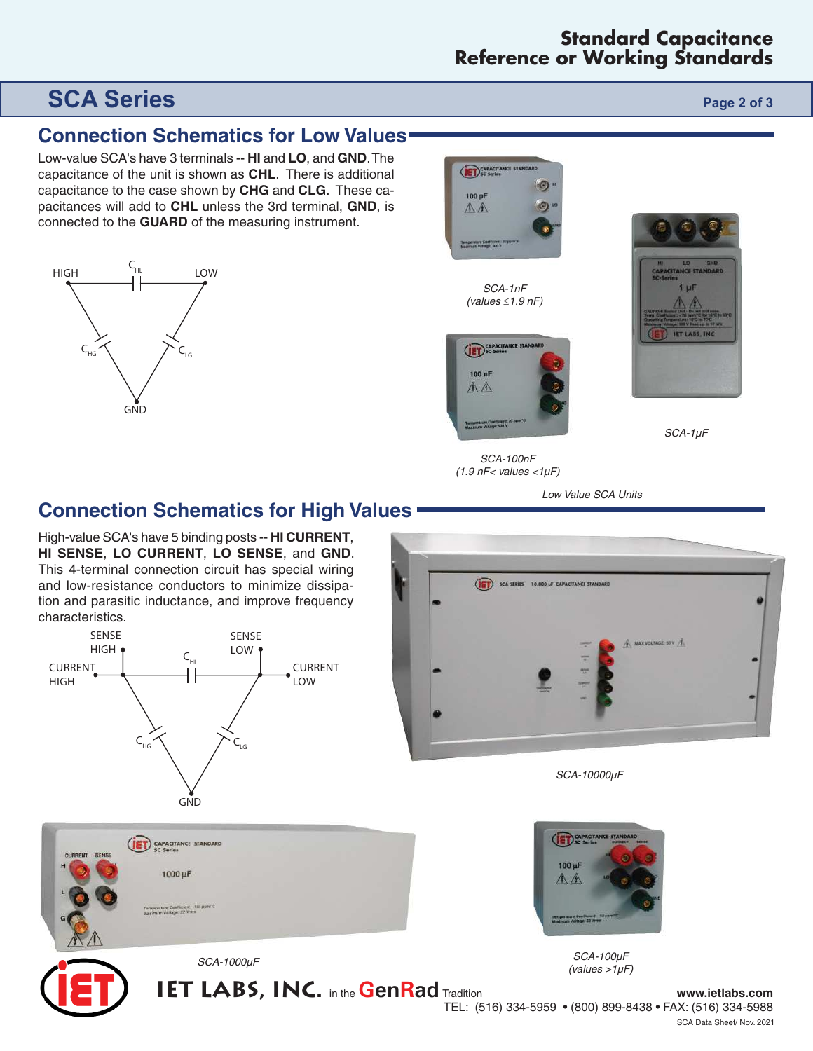## SCA Series

### Connection Schematics for Low Values

Low-value SCA's have 3 terminals -- **HI** and **LO**, and **GND**. The capacitance of the unit is shown as **CHL**. There is additional capacitance to the case shown by **CHG** and **CLG**. These capacitances will add to **CHL** unless the 3rd terminal, **GND**, is connected to the **GUARD** of the measuring instrument.

HIGH $C_{HL}$ LOW

$C_{HG}$ $C_{LG}$

GND

*SCA-1nF*
*(values ≤1.9 nF)*

*SCA-100nF*
*(1.9 nF< values <1μF)*

*SCA-1μF*

*Low Value SCA Units*

### Connection Schematics for High Values

High-value SCA's have 5 binding posts -- **HI CURRENT**, **HI SENSE**, **LO CURRENT**, **LO SENSE**, and **GND**. This 4-terminal connection circuit has special wiring and low-resistance conductors to minimize dissipation and parasitic inductance, and improve frequency characteristics.

SENSE HIGH SENSE LOW

CURRENT HIGH $C_{HL}$ CURRENT LOW

$C_{HG}$ $C_{LG}$

GND

*SCA-10000μF*

*SCA-1000μF*

*SCA-100μF*
*(values >1μF)*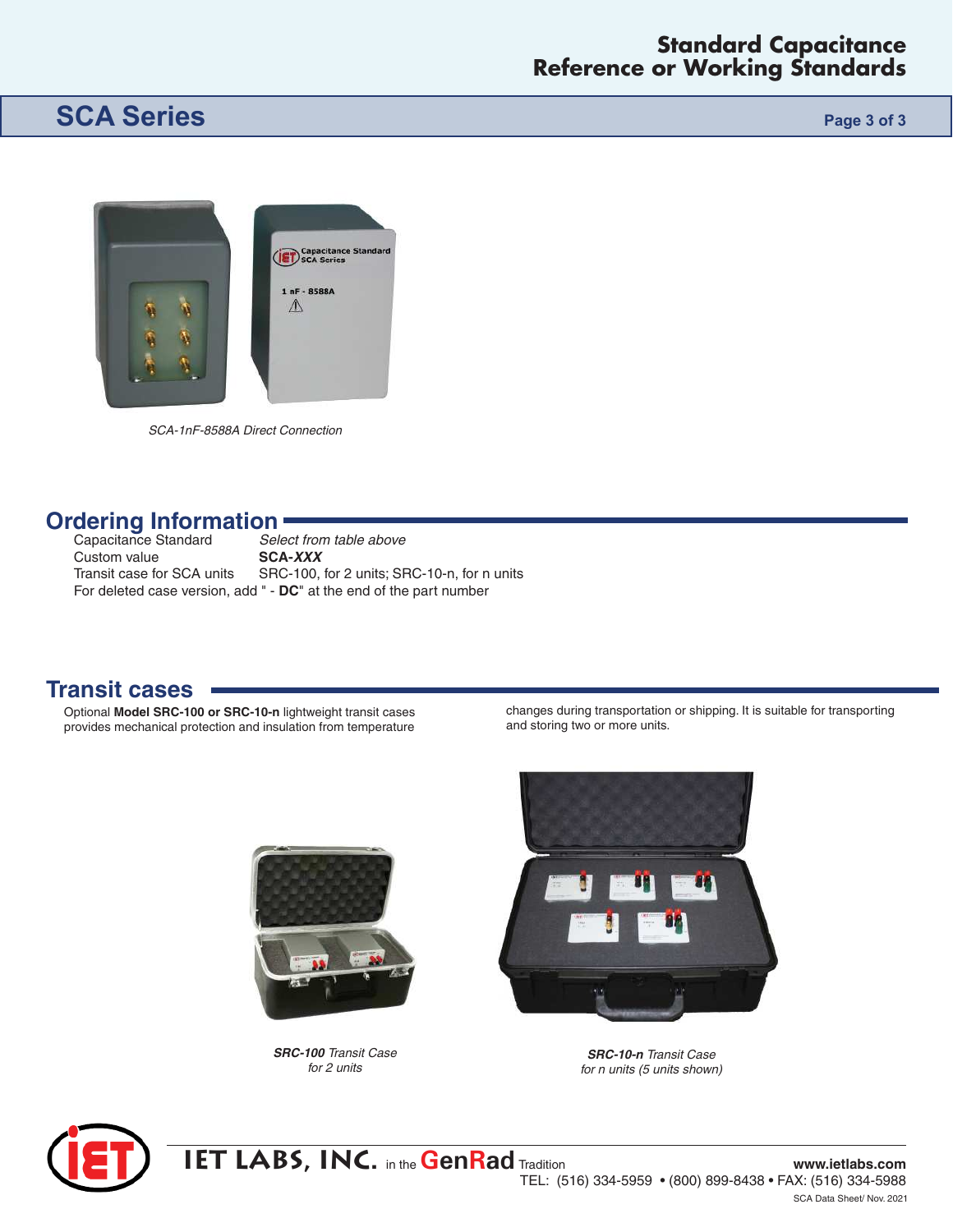SCA-1nF-8588A Direct Connection

## Ordering Information

| | |
|---|---|
| Capacitance Standard | *Select from table above* |
| Custom value | **SCA-*XXX*** |
| Transit case for SCA units | SRC-100, for 2 units; SRC-10-n, for n units |

For deleted case version, add " - **DC**" at the end of the part number

## Transit cases

Optional **Model SRC-100 or SRC-10-n** lightweight transit cases provides mechanical protection and insulation from temperature changes during transportation or shipping. It is suitable for transporting and storing two or more units.

***SRC-100*** *Transit Case for 2 units*

***SRC-10-n*** *Transit Case for n units (5 units shown)*

IET LABS, INC. in the GenRad Tradition

www.ietlabs.com

TEL: (516) 334-5959 • (800) 899-8438 • FAX: (516) 334-5988

SCA Data Sheet/ Nov. 2021